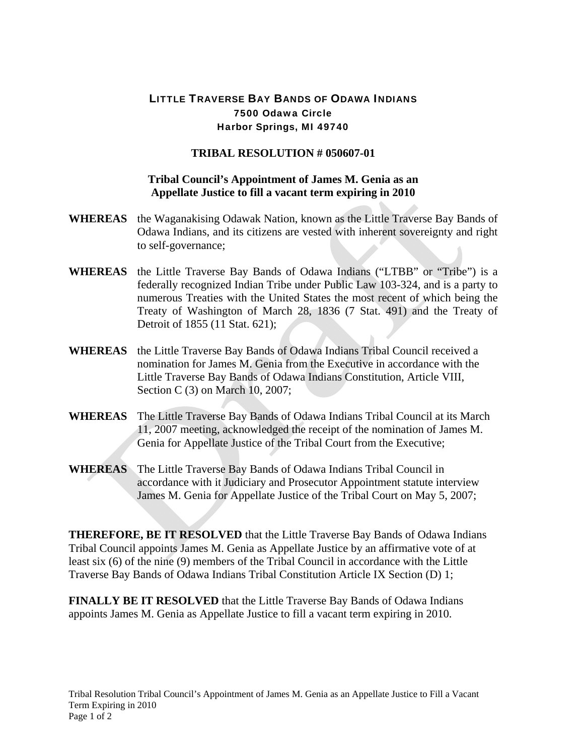# LITTLE TRAVERSE BAY BANDS OF ODAWA INDIANS

**7500 Odawa Circle**
**Harbor Springs, MI 49740**

## TRIBAL RESOLUTION # 050607-01

### Tribal Council's Appointment of James M. Genia as an Appellate Justice to fill a vacant term expiring in 2010

**WHEREAS** the Waganakising Odawak Nation, known as the Little Traverse Bay Bands of Odawa Indians, and its citizens are vested with inherent sovereignty and right to self-governance;

**WHEREAS** the Little Traverse Bay Bands of Odawa Indians ("LTBB" or "Tribe") is a federally recognized Indian Tribe under Public Law 103-324, and is a party to numerous Treaties with the United States the most recent of which being the Treaty of Washington of March 28, 1836 (7 Stat. 491) and the Treaty of Detroit of 1855 (11 Stat. 621);

**WHEREAS** the Little Traverse Bay Bands of Odawa Indians Tribal Council received a nomination for James M. Genia from the Executive in accordance with the Little Traverse Bay Bands of Odawa Indians Constitution, Article VIII, Section C (3) on March 10, 2007;

**WHEREAS** The Little Traverse Bay Bands of Odawa Indians Tribal Council at its March 11, 2007 meeting, acknowledged the receipt of the nomination of James M. Genia for Appellate Justice of the Tribal Court from the Executive;

**WHEREAS** The Little Traverse Bay Bands of Odawa Indians Tribal Council in accordance with it Judiciary and Prosecutor Appointment statute interview James M. Genia for Appellate Justice of the Tribal Court on May 5, 2007;

**THEREFORE, BE IT RESOLVED** that the Little Traverse Bay Bands of Odawa Indians Tribal Council appoints James M. Genia as Appellate Justice by an affirmative vote of at least six (6) of the nine (9) members of the Tribal Council in accordance with the Little Traverse Bay Bands of Odawa Indians Tribal Constitution Article IX Section (D) 1;

**FINALLY BE IT RESOLVED** that the Little Traverse Bay Bands of Odawa Indians appoints James M. Genia as Appellate Justice to fill a vacant term expiring in 2010.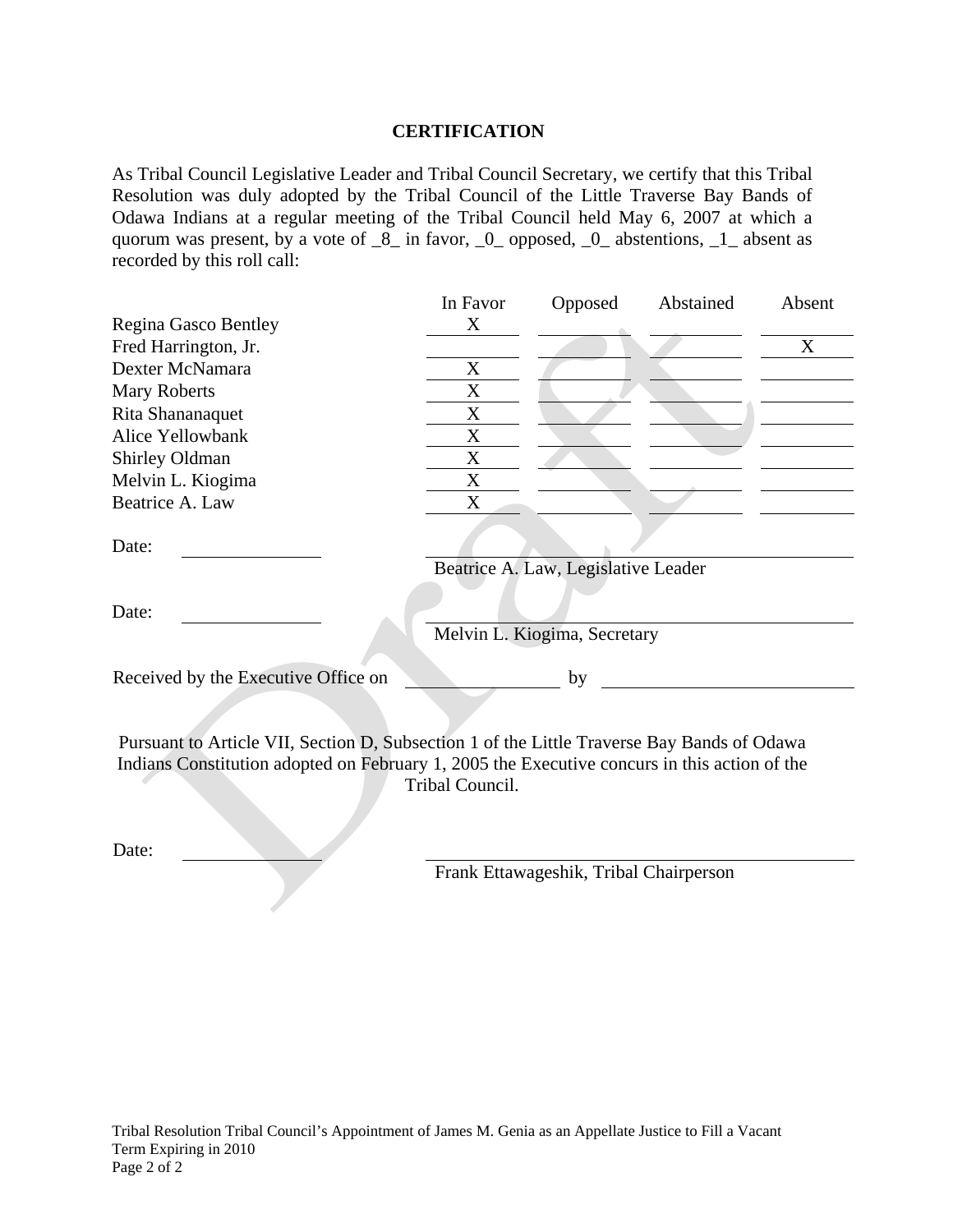## CERTIFICATION

As Tribal Council Legislative Leader and Tribal Council Secretary, we certify that this Tribal Resolution was duly adopted by the Tribal Council of the Little Traverse Bay Bands of Odawa Indians at a regular meeting of the Tribal Council held May 6, 2007 at which a quorum was present, by a vote of _8_ in favor, _0_ opposed, _0_ abstentions, _1_ absent as recorded by this roll call:

| | In Favor | Opposed | Abstained | Absent |
|---|---|---|---|---|
| Regina Gasco Bentley | X | | | |
| Fred Harrington, Jr. | | | | X |
| Dexter McNamara | X | | | |
| Mary Roberts | X | | | |
| Rita Shananaquet | X | | | |
| Alice Yellowbank | X | | | |
| Shirley Oldman | X | | | |
| Melvin L. Kiogima | X | | | |
| Beatrice A. Law | X | | | |

Date: ______________ ______________________________
Beatrice A. Law, Legislative Leader

Date: ______________ ______________________________
Melvin L. Kiogima, Secretary

Received by the Executive Office on ______________ by ______________________

Pursuant to Article VII, Section D, Subsection 1 of the Little Traverse Bay Bands of Odawa Indians Constitution adopted on February 1, 2005 the Executive concurs in this action of the Tribal Council.

Date: ______________ ______________________________
Frank Ettawageshik, Tribal Chairperson

Tribal Resolution Tribal Council's Appointment of James M. Genia as an Appellate Justice to Fill a Vacant Term Expiring in 2010